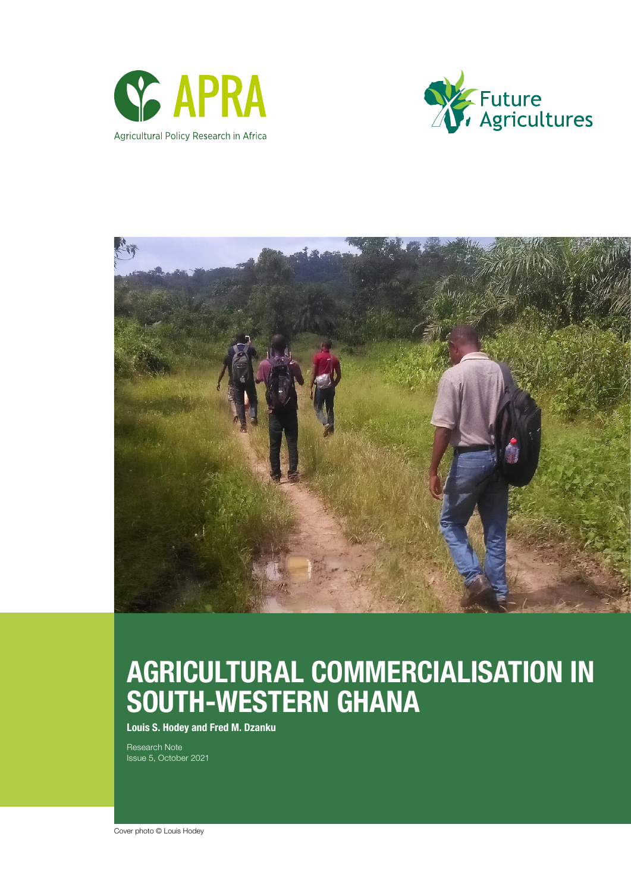APRA

Agricultural Policy Research in Africa

Future Agricultures

# AGRICULTURAL COMMERCIALISATION IN SOUTH-WESTERN GHANA

**Louis S. Hodey and Fred M. Dzanku**

Research Note
Issue 5, October 2021

Cover photo © Louis Hodey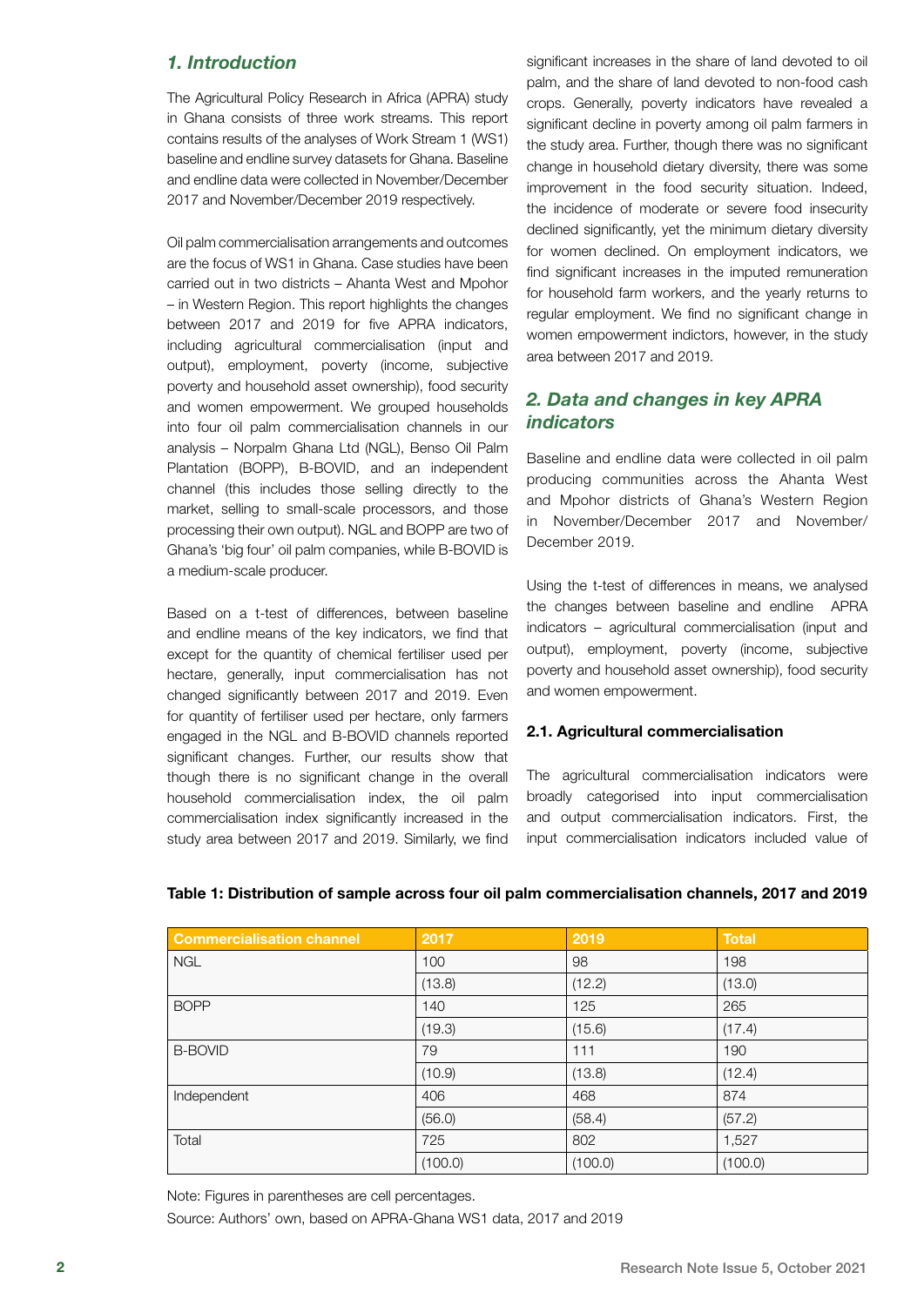## *1. Introduction*

The Agricultural Policy Research in Africa (APRA) study in Ghana consists of three work streams. This report contains results of the analyses of Work Stream 1 (WS1) baseline and endline survey datasets for Ghana. Baseline and endline data were collected in November/December 2017 and November/December 2019 respectively.

Oil palm commercialisation arrangements and outcomes are the focus of WS1 in Ghana. Case studies have been carried out in two districts – Ahanta West and Mpohor – in Western Region. This report highlights the changes between 2017 and 2019 for five APRA indicators, including agricultural commercialisation (input and output), employment, poverty (income, subjective poverty and household asset ownership), food security and women empowerment. We grouped households into four oil palm commercialisation channels in our analysis – Norpalm Ghana Ltd (NGL), Benso Oil Palm Plantation (BOPP), B-BOVID, and an independent channel (this includes those selling directly to the market, selling to small-scale processors, and those processing their own output). NGL and BOPP are two of Ghana's 'big four' oil palm companies, while B-BOVID is a medium-scale producer.

Based on a t-test of differences, between baseline and endline means of the key indicators, we find that except for the quantity of chemical fertiliser used per hectare, generally, input commercialisation has not changed significantly between 2017 and 2019. Even for quantity of fertiliser used per hectare, only farmers engaged in the NGL and B-BOVID channels reported significant changes. Further, our results show that though there is no significant change in the overall household commercialisation index, the oil palm commercialisation index significantly increased in the study area between 2017 and 2019. Similarly, we find significant increases in the share of land devoted to oil palm, and the share of land devoted to non-food cash crops. Generally, poverty indicators have revealed a significant decline in poverty among oil palm farmers in the study area. Further, though there was no significant change in household dietary diversity, there was some improvement in the food security situation. Indeed, the incidence of moderate or severe food insecurity declined significantly, yet the minimum dietary diversity for women declined. On employment indicators, we find significant increases in the imputed remuneration for household farm workers, and the yearly returns to regular employment. We find no significant change in women empowerment indictors, however, in the study area between 2017 and 2019.

## *2. Data and changes in key APRA indicators*

Baseline and endline data were collected in oil palm producing communities across the Ahanta West and Mpohor districts of Ghana's Western Region in November/December 2017 and November/December 2019.

Using the t-test of differences in means, we analysed the changes between baseline and endline APRA indicators – agricultural commercialisation (input and output), employment, poverty (income, subjective poverty and household asset ownership), food security and women empowerment.

### 2.1. Agricultural commercialisation

The agricultural commercialisation indicators were broadly categorised into input commercialisation and output commercialisation indicators. First, the input commercialisation indicators included value of

**Table 1: Distribution of sample across four oil palm commercialisation channels, 2017 and 2019**

| Commercialisation channel | 2017 | 2019 | Total |
|---|---|---|---|
| NGL | 100 | 98 | 198 |
| | (13.8) | (12.2) | (13.0) |
| BOPP | 140 | 125 | 265 |
| | (19.3) | (15.6) | (17.4) |
| B-BOVID | 79 | 111 | 190 |
| | (10.9) | (13.8) | (12.4) |
| Independent | 406 | 468 | 874 |
| | (56.0) | (58.4) | (57.2) |
| Total | 725 | 802 | 1,527 |
| | (100.0) | (100.0) | (100.0) |

Note: Figures in parentheses are cell percentages.

Source: Authors' own, based on APRA-Ghana WS1 data, 2017 and 2019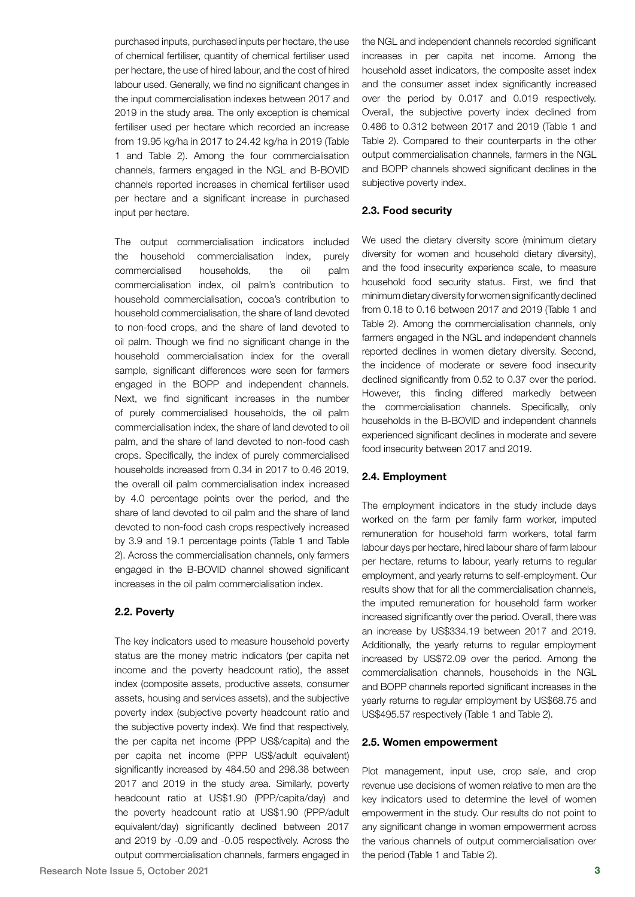purchased inputs, purchased inputs per hectare, the use of chemical fertiliser, quantity of chemical fertiliser used per hectare, the use of hired labour, and the cost of hired labour used. Generally, we find no significant changes in the input commercialisation indexes between 2017 and 2019 in the study area. The only exception is chemical fertiliser used per hectare which recorded an increase from 19.95 kg/ha in 2017 to 24.42 kg/ha in 2019 (Table 1 and Table 2). Among the four commercialisation channels, farmers engaged in the NGL and B-BOVID channels reported increases in chemical fertiliser used per hectare and a significant increase in purchased input per hectare.

The output commercialisation indicators included the household commercialisation index, purely commercialised households, the oil palm commercialisation index, oil palm's contribution to household commercialisation, cocoa's contribution to household commercialisation, the share of land devoted to non-food crops, and the share of land devoted to oil palm. Though we find no significant change in the household commercialisation index for the overall sample, significant differences were seen for farmers engaged in the BOPP and independent channels. Next, we find significant increases in the number of purely commercialised households, the oil palm commercialisation index, the share of land devoted to oil palm, and the share of land devoted to non-food cash crops. Specifically, the index of purely commercialised households increased from 0.34 in 2017 to 0.46 2019, the overall oil palm commercialisation index increased by 4.0 percentage points over the period, and the share of land devoted to oil palm and the share of land devoted to non-food cash crops respectively increased by 3.9 and 19.1 percentage points (Table 1 and Table 2). Across the commercialisation channels, only farmers engaged in the B-BOVID channel showed significant increases in the oil palm commercialisation index.

### 2.2. Poverty

The key indicators used to measure household poverty status are the money metric indicators (per capita net income and the poverty headcount ratio), the asset index (composite assets, productive assets, consumer assets, housing and services assets), and the subjective poverty index (subjective poverty headcount ratio and the subjective poverty index). We find that respectively, the per capita net income (PPP US$/capita) and the per capita net income (PPP US$/adult equivalent) significantly increased by 484.50 and 298.38 between 2017 and 2019 in the study area. Similarly, poverty headcount ratio at US$1.90 (PPP/capita/day) and the poverty headcount ratio at US$1.90 (PPP/adult equivalent/day) significantly declined between 2017 and 2019 by -0.09 and -0.05 respectively. Across the output commercialisation channels, farmers engaged in the NGL and independent channels recorded significant increases in per capita net income. Among the household asset indicators, the composite asset index and the consumer asset index significantly increased over the period by 0.017 and 0.019 respectively. Overall, the subjective poverty index declined from 0.486 to 0.312 between 2017 and 2019 (Table 1 and Table 2). Compared to their counterparts in the other output commercialisation channels, farmers in the NGL and BOPP channels showed significant declines in the subjective poverty index.

### 2.3. Food security

We used the dietary diversity score (minimum dietary diversity for women and household dietary diversity), and the food insecurity experience scale, to measure household food security status. First, we find that minimum dietary diversity for women significantly declined from 0.18 to 0.16 between 2017 and 2019 (Table 1 and Table 2). Among the commercialisation channels, only farmers engaged in the NGL and independent channels reported declines in women dietary diversity. Second, the incidence of moderate or severe food insecurity declined significantly from 0.52 to 0.37 over the period. However, this finding differed markedly between the commercialisation channels. Specifically, only households in the B-BOVID and independent channels experienced significant declines in moderate and severe food insecurity between 2017 and 2019.

### 2.4. Employment

The employment indicators in the study include days worked on the farm per family farm worker, imputed remuneration for household farm workers, total farm labour days per hectare, hired labour share of farm labour per hectare, returns to labour, yearly returns to regular employment, and yearly returns to self-employment. Our results show that for all the commercialisation channels, the imputed remuneration for household farm worker increased significantly over the period. Overall, there was an increase by US$334.19 between 2017 and 2019. Additionally, the yearly returns to regular employment increased by US$72.09 over the period. Among the commercialisation channels, households in the NGL and BOPP channels reported significant increases in the yearly returns to regular employment by US$68.75 and US$495.57 respectively (Table 1 and Table 2).

### 2.5. Women empowerment

Plot management, input use, crop sale, and crop revenue use decisions of women relative to men are the key indicators used to determine the level of women empowerment in the study. Our results do not point to any significant change in women empowerment across the various channels of output commercialisation over the period (Table 1 and Table 2).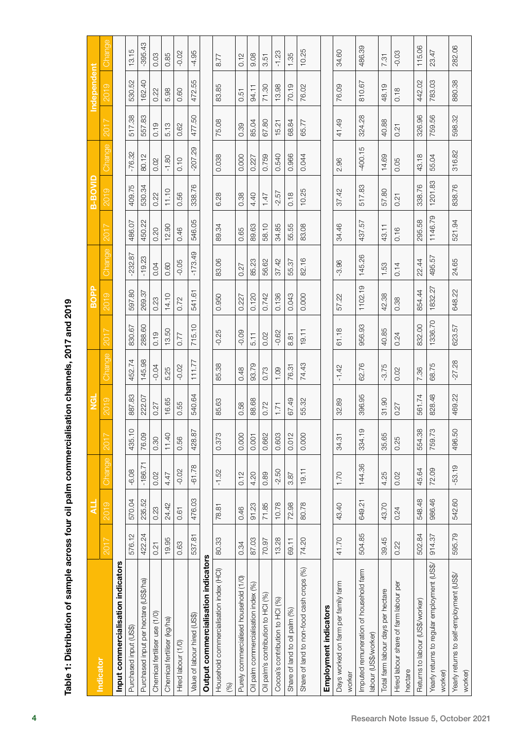**Table 1: Distribution of sample across four oil palm commercialisation channels, 2017 and 2019**

| Indicator | ALL | | | NGL | | | BOPP | | | B-BOVID | | | Independent | | |
|---|---|---|---|---|---|---|---|---|---|---|---|---|---|---|---|
| | 2017 | 2019 | Change | 2017 | 2019 | Change | 2017 | 2019 | Change | 2017 | 2019 | Change | 2017 | 2019 | Change |
| **Input commercialisation indicators** | | | | | | | | | | | | | | | |
| Purchased input (US$) | 576.12 | 570.04 | -6.08 | 435.10 | 887.83 | 452.74 | 830.67 | 597.80 | -232.87 | 486.07 | 409.75 | -76.32 | 517.38 | 530.52 | 13.15 |
| Purchased input per hectare (US$/ha) | 422.24 | 235.52 | -186.71 | 76.09 | 222.07 | 145.98 | 288.60 | 269.37 | -19.23 | 450.22 | 530.34 | 80.12 | 557.83 | 162.40 | -395.43 |
| Chemical fertiliser use (1/0) | 0.21 | 0.23 | 0.02 | 0.30 | 0.27 | -0.04 | 0.19 | 0.23 | 0.04 | 0.20 | 0.22 | 0.02 | 0.19 | 0.22 | 0.03 |
| Chemical fertiliser (kg/ha) | 19.95 | 24.42 | 4.47 | 11.40 | 16.65 | 5.25 | 13.50 | 14.10 | 0.60 | 12.90 | 11.10 | -1.80 | 5.13 | 5.98 | 0.85 |
| Hired labour (1/0) | 0.63 | 0.61 | -0.02 | 0.56 | 0.55 | -0.02 | 0.77 | 0.72 | -0.05 | 0.46 | 0.56 | 0.10 | 0.62 | 0.60 | -0.02 |
| Value of labour hired (US$) | 537.81 | 476.03 | -61.78 | 428.87 | 540.64 | 111.77 | 715.10 | 541.61 | -173.49 | 546.05 | 338.76 | -207.29 | 477.50 | 472.55 | -4.95 |
| **Output commercialisation indicators** | | | | | | | | | | | | | | | |
| Household commercialisation index (HCI) (%) | 80.33 | 78.81 | -1.52 | 0.373 | 85.63 | 85.38 | -0.25 | 0.950 | 83.06 | 89.34 | 6.28 | 0.038 | 75.08 | 83.85 | 8.77 |
| Purely commercialised household (1/0) | 0.34 | 0.46 | 0.12 | 0.000 | 0.58 | 0.48 | -0.09 | 0.227 | 0.27 | 0.65 | 0.38 | 0.000 | 0.39 | 0.51 | 0.12 |
| Oil palm commercialisation index (%) | 87.03 | 91.23 | 4.20 | 0.001 | 88.68 | 93.79 | 5.11 | 0.120 | 85.23 | 89.63 | 4.40 | 0.227 | 85.04 | 94.11 | 9.08 |
| Oil palm's contribution to HCI (%) | 70.97 | 71.85 | 0.89 | 0.662 | 0.72 | 0.73 | 0.02 | 0.742 | 56.62 | 58.10 | 1.47 | 0.759 | 67.80 | 71.30 | 3.51 |
| Cocoa's contribution to HCI (%) | 13.28 | 10.78 | -2.50 | 0.603 | 1.71 | 1.09 | -0.62 | 0.136 | 37.42 | 34.85 | -2.57 | 0.540 | 15.21 | 13.98 | -1.23 |
| Share of land to oil palm (%) | 69.11 | 72.98 | 3.87 | 0.012 | 67.49 | 76.31 | 8.81 | 0.043 | 55.37 | 55.55 | 0.18 | 0.966 | 68.84 | 70.19 | 1.35 |
| Share of land to non-food cash crops (%) | 74.20 | 80.78 | 19.11 | 0.000 | 55.32 | 74.43 | 19.11 | 0.000 | 82.16 | 83.08 | 10.25 | 0.044 | 65.77 | 76.02 | 10.25 |
| **Employment indicators** | | | | | | | | | | | | | | | |
| Days worked on farm per family farm worker | 41.70 | 43.40 | 1.70 | 34.31 | 32.89 | -1.42 | 61.18 | 57.22 | -3.96 | 34.46 | 37.42 | 2.96 | 41.49 | 76.09 | 34.60 |
| Imputed remuneration of household farm labour (US$/worker) | 504.85 | 649.21 | 144.36 | 334.19 | 396.95 | 62.76 | 956.93 | 1102.19 | 145.26 | 437.57 | 517.83 | -400.15 | 324.28 | 810.67 | 486.39 |
| Total farm labour days per hectare | 39.45 | 43.70 | 4.25 | 35.65 | 31.90 | -3.75 | 40.85 | 42.38 | 1.53 | 43.11 | 57.80 | 14.69 | 40.88 | 48.19 | 7.31 |
| Hired labour share of farm labour per hectare | 0.22 | 0.24 | 0.02 | 0.25 | 0.27 | 0.02 | 0.24 | 0.38 | 0.14 | 0.16 | 0.21 | 0.05 | 0.21 | 0.18 | -0.03 |
| Returns to labour (US$/worker) | 502.84 | 548.48 | 45.64 | 554.38 | 561.74 | 7.36 | 832.00 | 854.44 | 22.44 | 295.58 | 338.76 | 43.18 | 326.96 | 442.02 | 115.06 |
| Yearly returns to regular employment (US$/worker) | 914.37 | 986.46 | 72.09 | 759.73 | 828.48 | 68.75 | 1336.70 | 1832.27 | 495.57 | 1146.79 | 1201.83 | 55.04 | 759.56 | 783.03 | 23.47 |
| Yearly returns to self-employment (US$/worker) | 595.79 | 542.60 | -53.19 | 496.50 | 469.22 | -27.28 | 623.57 | 648.22 | 24.65 | 521.94 | 838.76 | 316.82 | 598.32 | 880.38 | 282.06 |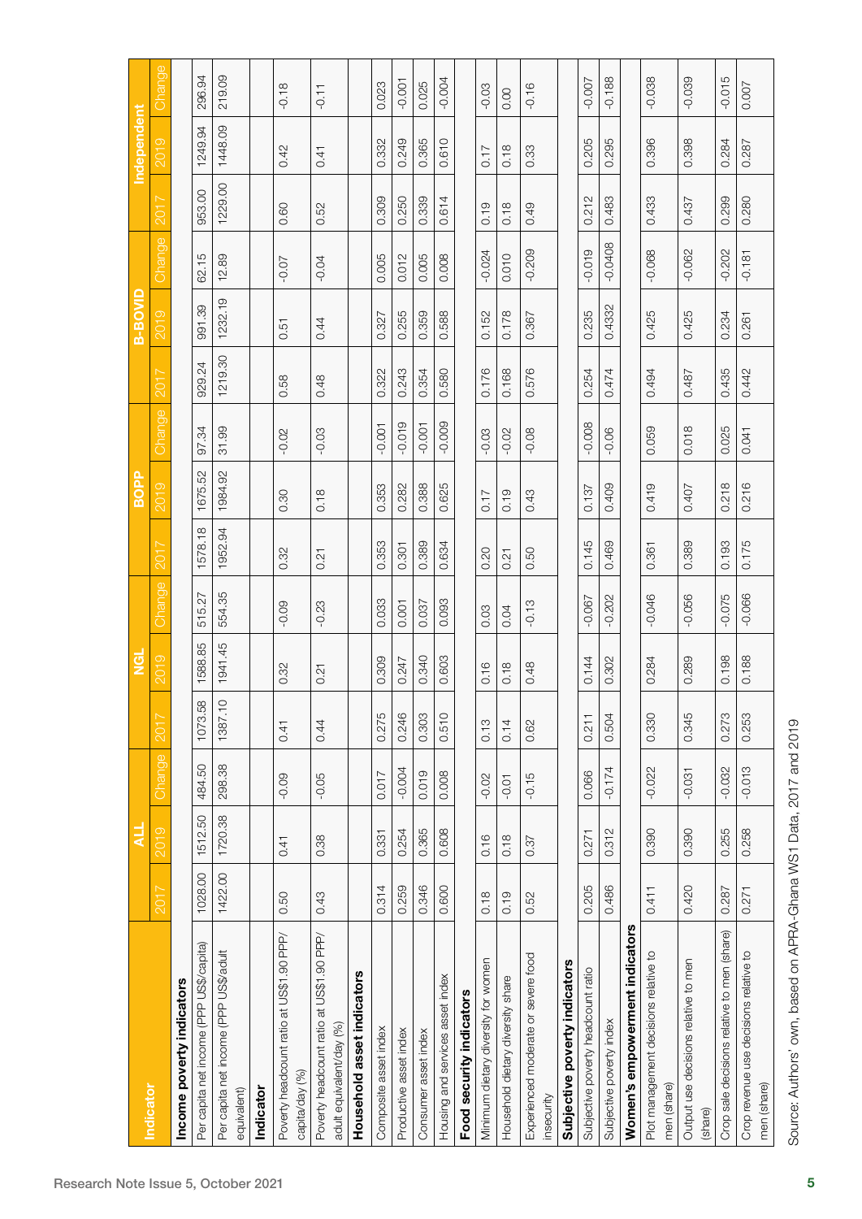| Indicator | ALL | | | NGL | | | BOPP | | | B-BOVID | | | Independent | | |
|---|---|---|---|---|---|---|---|---|---|---|---|---|---|---|---|
| | 2017 | 2019 | Change | 2017 | 2019 | Change | 2017 | 2019 | Change | 2017 | 2019 | Change | 2017 | 2019 | Change |
| **Income poverty indicators** | | | | | | | | | | | | | | | |
| Per capita net income (PPP US$/capita) | 1028.00 | 1512.50 | 484.50 | 1073.58 | 1588.85 | 515.27 | 1578.18 | 1675.52 | 97.34 | 929.24 | 991.39 | 62.15 | 953.00 | 1249.94 | 296.94 |
| Per capita net income (PPP US$/adult equivalent) | 1422.00 | 1720.38 | 298.38 | 1387.10 | 1941.45 | 554.35 | 1952.94 | 1984.92 | 31.99 | 1219.30 | 1232.19 | 12.89 | 1229.00 | 1448.09 | 219.09 |
| **Indicator** | | | | | | | | | | | | | | | |
| Poverty headcount ratio at US$1.90 PPP/capita/day (%) | 0.50 | 0.41 | -0.09 | 0.41 | 0.32 | -0.09 | 0.32 | 0.30 | -0.02 | 0.58 | 0.51 | -0.07 | 0.60 | 0.42 | -0.18 |
| Poverty headcount ratio at US$1.90 PPP/adult equivalent/day (%) | 0.43 | 0.38 | -0.05 | 0.44 | 0.21 | -0.23 | 0.21 | 0.18 | -0.03 | 0.48 | 0.44 | -0.04 | 0.52 | 0.41 | -0.11 |
| **Household asset indicators** | | | | | | | | | | | | | | | |
| Composite asset index | 0.314 | 0.331 | 0.017 | 0.275 | 0.309 | 0.033 | 0.353 | 0.353 | -0.001 | 0.322 | 0.327 | 0.005 | 0.309 | 0.332 | 0.023 |
| Productive asset index | 0.259 | 0.254 | -0.004 | 0.246 | 0.247 | 0.001 | 0.301 | 0.282 | -0.019 | 0.243 | 0.255 | 0.012 | 0.250 | 0.249 | -0.001 |
| Consumer asset index | 0.346 | 0.365 | 0.019 | 0.303 | 0.340 | 0.037 | 0.389 | 0.388 | -0.001 | 0.354 | 0.359 | 0.005 | 0.339 | 0.365 | 0.025 |
| Housing and services asset index | 0.600 | 0.608 | 0.008 | 0.510 | 0.603 | 0.093 | 0.634 | 0.625 | -0.009 | 0.580 | 0.588 | 0.008 | 0.614 | 0.610 | -0.004 |
| **Food security indicators** | | | | | | | | | | | | | | | |
| Minimum dietary diversity for women | 0.18 | 0.16 | -0.02 | 0.13 | 0.16 | 0.03 | 0.20 | 0.17 | -0.03 | 0.176 | 0.152 | -0.024 | 0.19 | 0.17 | -0.03 |
| Household dietary diversity share | 0.19 | 0.18 | -0.01 | 0.14 | 0.18 | 0.04 | 0.21 | 0.19 | -0.02 | 0.168 | 0.178 | 0.010 | 0.18 | 0.18 | 0.00 |
| Experienced moderate or severe food insecurity | 0.52 | 0.37 | -0.15 | 0.62 | 0.48 | -0.13 | 0.50 | 0.43 | -0.08 | 0.576 | 0.367 | -0.209 | 0.49 | 0.33 | -0.16 |
| **Subjective poverty indicators** | | | | | | | | | | | | | | | |
| Subjective poverty headcount ratio | 0.205 | 0.271 | 0.066 | 0.211 | 0.144 | -0.067 | 0.145 | 0.137 | -0.008 | 0.254 | 0.235 | -0.019 | 0.212 | 0.205 | -0.007 |
| Subjective poverty index | 0.486 | 0.312 | -0.174 | 0.504 | 0.302 | -0.202 | 0.469 | 0.409 | -0.06 | 0.474 | 0.4332 | -0.0408 | 0.483 | 0.295 | -0.188 |
| **Women's empowerment indicators** | | | | | | | | | | | | | | | |
| Plot management decisions relative to men (share) | 0.411 | 0.390 | -0.022 | 0.330 | 0.284 | -0.046 | 0.361 | 0.419 | 0.059 | 0.494 | 0.425 | -0.068 | 0.433 | 0.396 | -0.038 |
| Output use decisions relative to men (share) | 0.420 | 0.390 | -0.031 | 0.345 | 0.289 | -0.056 | 0.389 | 0.407 | 0.018 | 0.487 | 0.425 | -0.062 | 0.437 | 0.398 | -0.039 |
| Crop sale decisions relative to men (share) | 0.287 | 0.255 | -0.032 | 0.273 | 0.198 | -0.075 | 0.193 | 0.218 | 0.025 | 0.435 | 0.234 | -0.202 | 0.299 | 0.284 | -0.015 |
| Crop revenue use decisions relative to men (share) | 0.271 | 0.258 | -0.013 | 0.253 | 0.188 | -0.066 | 0.175 | 0.216 | 0.041 | 0.442 | 0.261 | -0.181 | 0.280 | 0.287 | 0.007 |

Source: Authors' own, based on APRA-Ghana WS1 Data, 2017 and 2019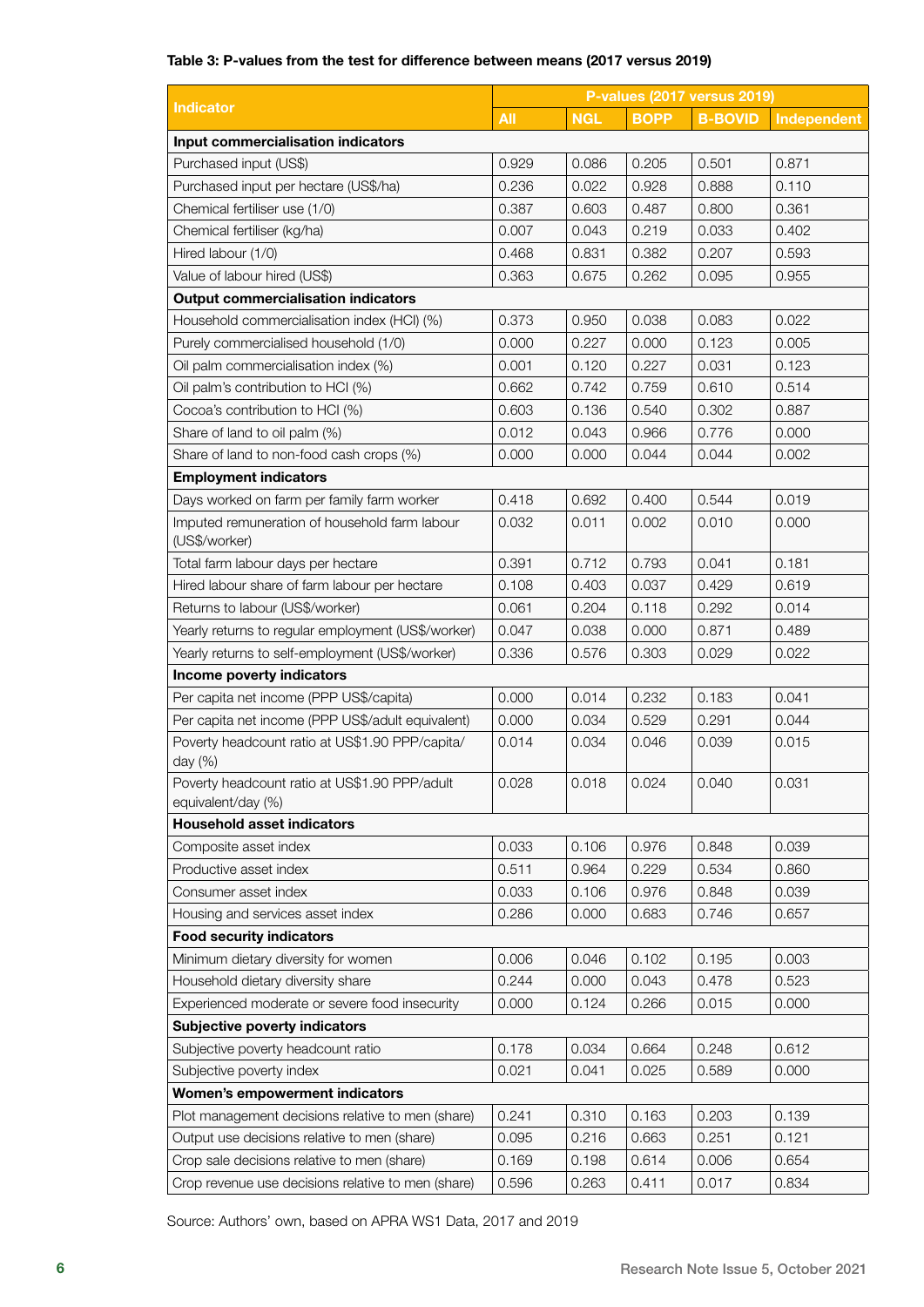**Table 3: P-values from the test for difference between means (2017 versus 2019)**

| Indicator | P-values (2017 versus 2019) | | | | |
|---|---|---|---|---|---|
| | All | NGL | BOPP | B-BOVID | Independent |
| **Input commercialisation indicators** | | | | | |
| Purchased input (US$) | 0.929 | 0.086 | 0.205 | 0.501 | 0.871 |
| Purchased input per hectare (US$/ha) | 0.236 | 0.022 | 0.928 | 0.888 | 0.110 |
| Chemical fertiliser use (1/0) | 0.387 | 0.603 | 0.487 | 0.800 | 0.361 |
| Chemical fertiliser (kg/ha) | 0.007 | 0.043 | 0.219 | 0.033 | 0.402 |
| Hired labour (1/0) | 0.468 | 0.831 | 0.382 | 0.207 | 0.593 |
| Value of labour hired (US$) | 0.363 | 0.675 | 0.262 | 0.095 | 0.955 |
| **Output commercialisation indicators** | | | | | |
| Household commercialisation index (HCI) (%) | 0.373 | 0.950 | 0.038 | 0.083 | 0.022 |
| Purely commercialised household (1/0) | 0.000 | 0.227 | 0.000 | 0.123 | 0.005 |
| Oil palm commercialisation index (%) | 0.001 | 0.120 | 0.227 | 0.031 | 0.123 |
| Oil palm's contribution to HCI (%) | 0.662 | 0.742 | 0.759 | 0.610 | 0.514 |
| Cocoa's contribution to HCI (%) | 0.603 | 0.136 | 0.540 | 0.302 | 0.887 |
| Share of land to oil palm (%) | 0.012 | 0.043 | 0.966 | 0.776 | 0.000 |
| Share of land to non-food cash crops (%) | 0.000 | 0.000 | 0.044 | 0.044 | 0.002 |
| **Employment indicators** | | | | | |
| Days worked on farm per family farm worker | 0.418 | 0.692 | 0.400 | 0.544 | 0.019 |
| Imputed remuneration of household farm labour (US$/worker) | 0.032 | 0.011 | 0.002 | 0.010 | 0.000 |
| Total farm labour days per hectare | 0.391 | 0.712 | 0.793 | 0.041 | 0.181 |
| Hired labour share of farm labour per hectare | 0.108 | 0.403 | 0.037 | 0.429 | 0.619 |
| Returns to labour (US$/worker) | 0.061 | 0.204 | 0.118 | 0.292 | 0.014 |
| Yearly returns to regular employment (US$/worker) | 0.047 | 0.038 | 0.000 | 0.871 | 0.489 |
| Yearly returns to self-employment (US$/worker) | 0.336 | 0.576 | 0.303 | 0.029 | 0.022 |
| **Income poverty indicators** | | | | | |
| Per capita net income (PPP US$/capita) | 0.000 | 0.014 | 0.232 | 0.183 | 0.041 |
| Per capita net income (PPP US$/adult equivalent) | 0.000 | 0.034 | 0.529 | 0.291 | 0.044 |
| Poverty headcount ratio at US$1.90 PPP/capita/day (%) | 0.014 | 0.034 | 0.046 | 0.039 | 0.015 |
| Poverty headcount ratio at US$1.90 PPP/adult equivalent/day (%) | 0.028 | 0.018 | 0.024 | 0.040 | 0.031 |
| **Household asset indicators** | | | | | |
| Composite asset index | 0.033 | 0.106 | 0.976 | 0.848 | 0.039 |
| Productive asset index | 0.511 | 0.964 | 0.229 | 0.534 | 0.860 |
| Consumer asset index | 0.033 | 0.106 | 0.976 | 0.848 | 0.039 |
| Housing and services asset index | 0.286 | 0.000 | 0.683 | 0.746 | 0.657 |
| **Food security indicators** | | | | | |
| Minimum dietary diversity for women | 0.006 | 0.046 | 0.102 | 0.195 | 0.003 |
| Household dietary diversity share | 0.244 | 0.000 | 0.043 | 0.478 | 0.523 |
| Experienced moderate or severe food insecurity | 0.000 | 0.124 | 0.266 | 0.015 | 0.000 |
| **Subjective poverty indicators** | | | | | |
| Subjective poverty headcount ratio | 0.178 | 0.034 | 0.664 | 0.248 | 0.612 |
| Subjective poverty index | 0.021 | 0.041 | 0.025 | 0.589 | 0.000 |
| **Women's empowerment indicators** | | | | | |
| Plot management decisions relative to men (share) | 0.241 | 0.310 | 0.163 | 0.203 | 0.139 |
| Output use decisions relative to men (share) | 0.095 | 0.216 | 0.663 | 0.251 | 0.121 |
| Crop sale decisions relative to men (share) | 0.169 | 0.198 | 0.614 | 0.006 | 0.654 |
| Crop revenue use decisions relative to men (share) | 0.596 | 0.263 | 0.411 | 0.017 | 0.834 |

Source: Authors' own, based on APRA WS1 Data, 2017 and 2019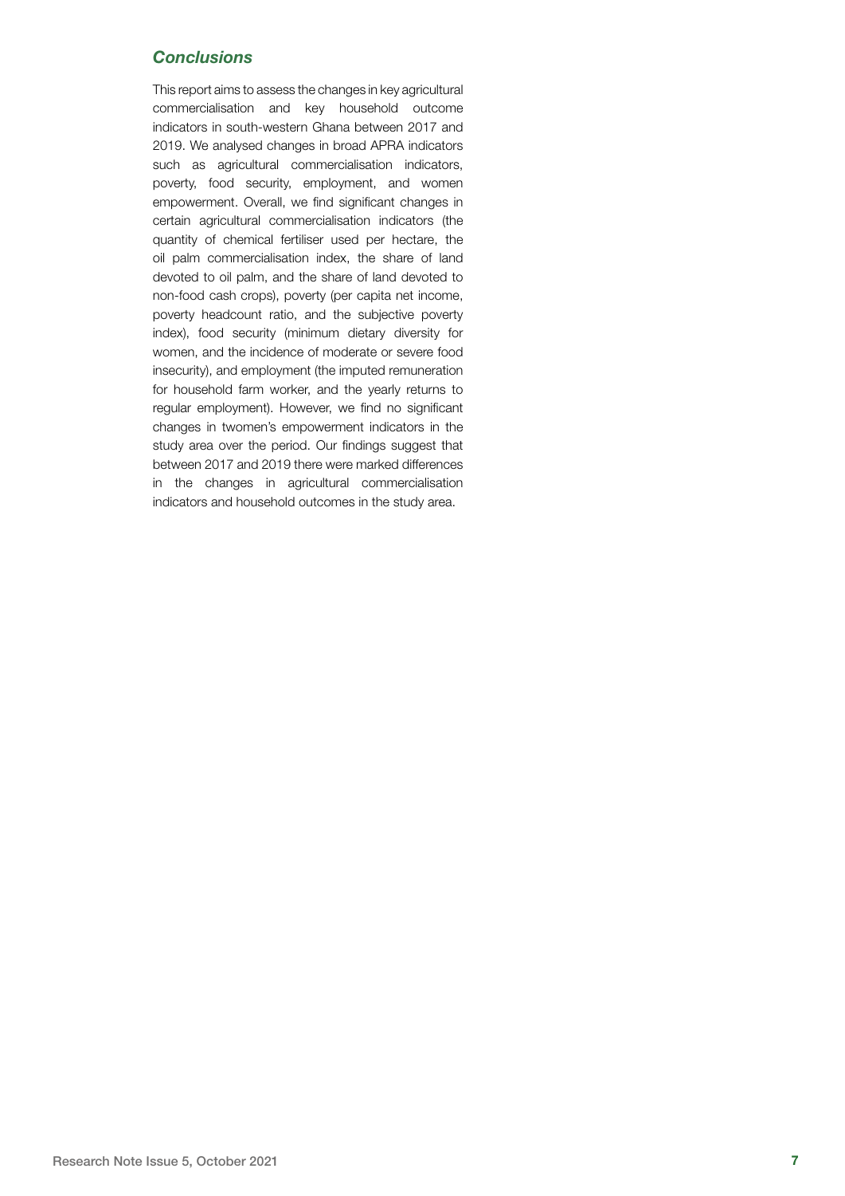## *Conclusions*

This report aims to assess the changes in key agricultural commercialisation and key household outcome indicators in south-western Ghana between 2017 and 2019. We analysed changes in broad APRA indicators such as agricultural commercialisation indicators, poverty, food security, employment, and women empowerment. Overall, we find significant changes in certain agricultural commercialisation indicators (the quantity of chemical fertiliser used per hectare, the oil palm commercialisation index, the share of land devoted to oil palm, and the share of land devoted to non-food cash crops), poverty (per capita net income, poverty headcount ratio, and the subjective poverty index), food security (minimum dietary diversity for women, and the incidence of moderate or severe food insecurity), and employment (the imputed remuneration for household farm worker, and the yearly returns to regular employment). However, we find no significant changes in twomen's empowerment indicators in the study area over the period. Our findings suggest that between 2017 and 2019 there were marked differences in the changes in agricultural commercialisation indicators and household outcomes in the study area.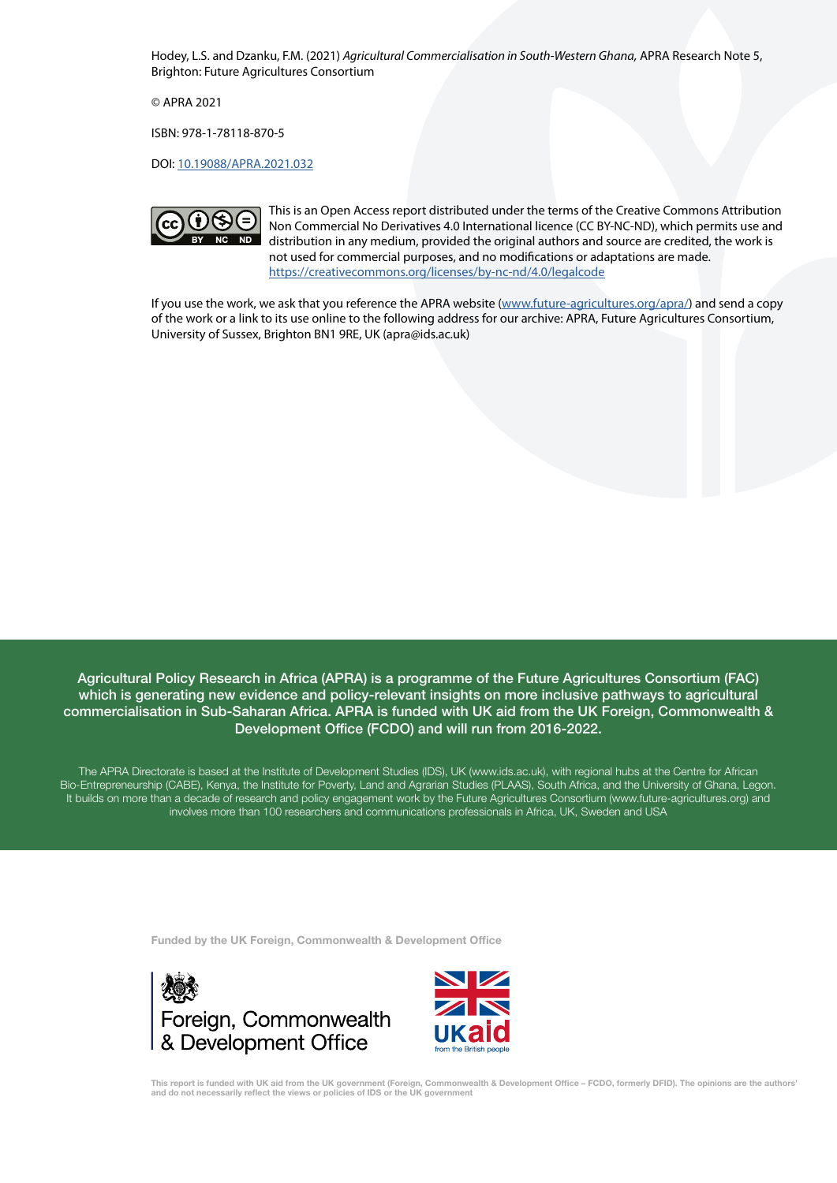Hodey, L.S. and Dzanku, F.M. (2021) *Agricultural Commercialisation in South-Western Ghana,* APRA Research Note 5, Brighton: Future Agricultures Consortium

© APRA 2021

ISBN: 978-1-78118-870-5

DOI: [10.19088/APRA.2021.032](https://doi.org/10.19088/APRA.2021.032)

This is an Open Access report distributed under the terms of the Creative Commons Attribution Non Commercial No Derivatives 4.0 International licence (CC BY-NC-ND), which permits use and distribution in any medium, provided the original authors and source are credited, the work is not used for commercial purposes, and no modifications or adaptations are made. [https://creativecommons.org/licenses/by-nc-nd/4.0/legalcode](https://creativecommons.org/licenses/by-nc-nd/4.0/legalcode)

If you use the work, we ask that you reference the APRA website ([www.future-agricultures.org/apra/](http://www.future-agricultures.org/apra/)) and send a copy of the work or a link to its use online to the following address for our archive: APRA, Future Agricultures Consortium, University of Sussex, Brighton BN1 9RE, UK (apra@ids.ac.uk)

**Agricultural Policy Research in Africa (APRA) is a programme of the Future Agricultures Consortium (FAC) which is generating new evidence and policy-relevant insights on more inclusive pathways to agricultural commercialisation in Sub-Saharan Africa. APRA is funded with UK aid from the UK Foreign, Commonwealth & Development Office (FCDO) and will run from 2016-2022.**

The APRA Directorate is based at the Institute of Development Studies (IDS), UK (www.ids.ac.uk), with regional hubs at the Centre for African Bio-Entrepreneurship (CABE), Kenya, the Institute for Poverty, Land and Agrarian Studies (PLAAS), South Africa, and the University of Ghana, Legon. It builds on more than a decade of research and policy engagement work by the Future Agricultures Consortium (www.future-agricultures.org) and involves more than 100 researchers and communications professionals in Africa, UK, Sweden and USA

Funded by the UK Foreign, Commonwealth & Development Office

Foreign, Commonwealth & Development Office

UKaid from the British people

This report is funded with UK aid from the UK government (Foreign, Commonwealth & Development Office – FCDO, formerly DFID). The opinions are the authors' and do not necessarily reflect the views or policies of IDS or the UK government